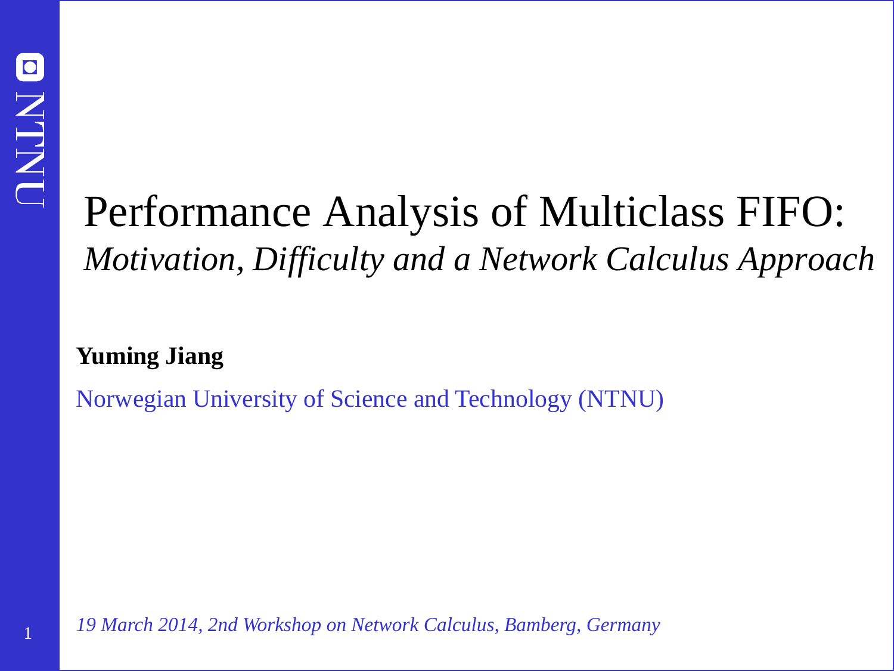# Performance Analysis of Multiclass FIFO:

*Motivation, Difficulty and a Network Calculus Approach*

**Yuming Jiang**

Norwegian University of Science and Technology (NTNU)

*19 March 2014, 2nd Workshop on Network Calculus, Bamberg, Germany*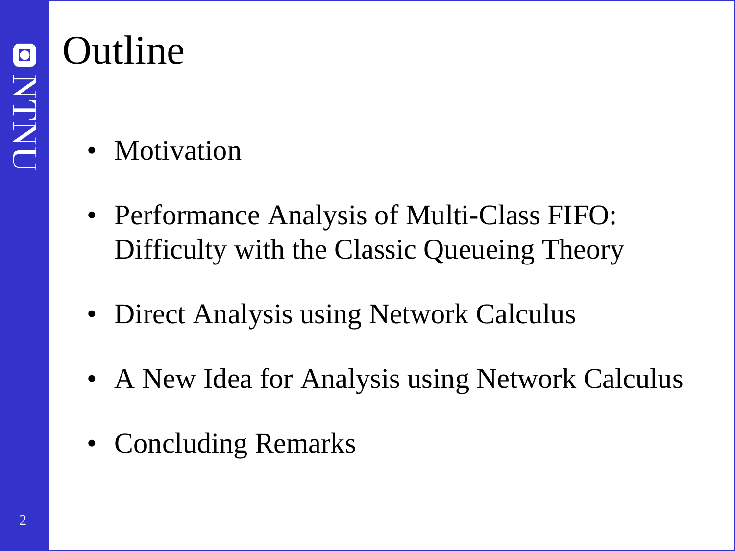# Outline

- Motivation
- Performance Analysis of Multi-Class FIFO: Difficulty with the Classic Queueing Theory
- Direct Analysis using Network Calculus
- A New Idea for Analysis using Network Calculus
- Concluding Remarks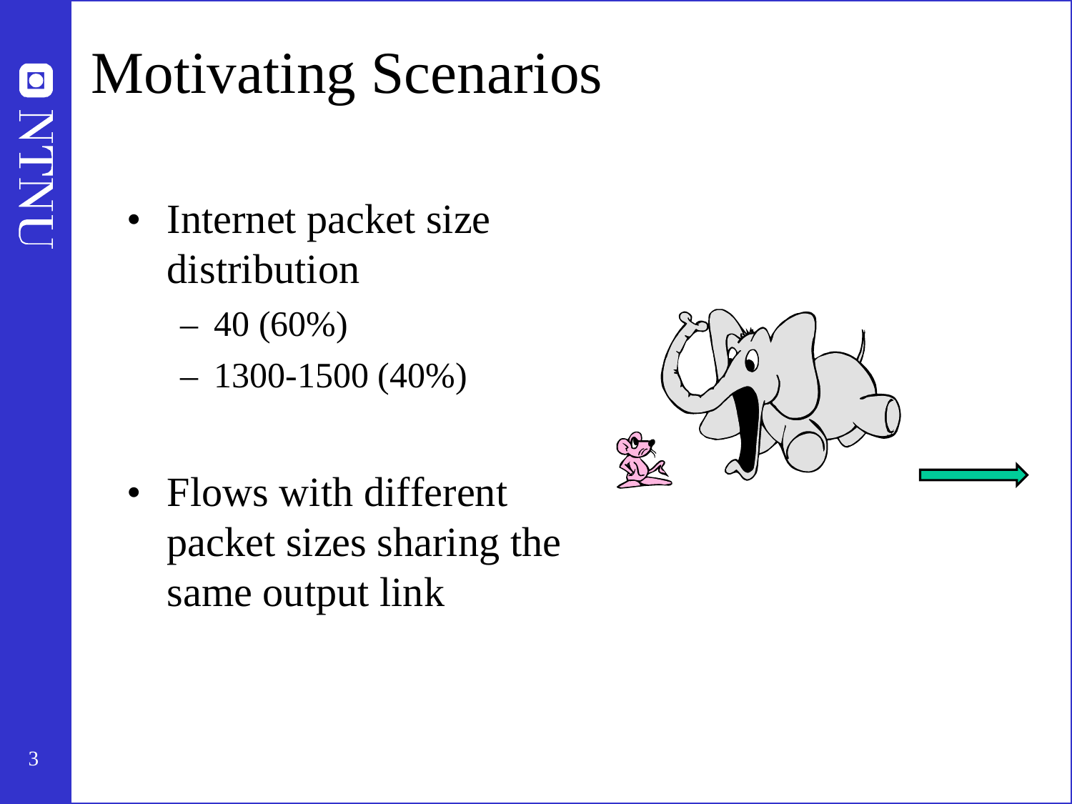# Motivating Scenarios

- Internet packet size distribution
  - 40 (60%)
  - 1300-1500 (40%)

- Flows with different packet sizes sharing the same output link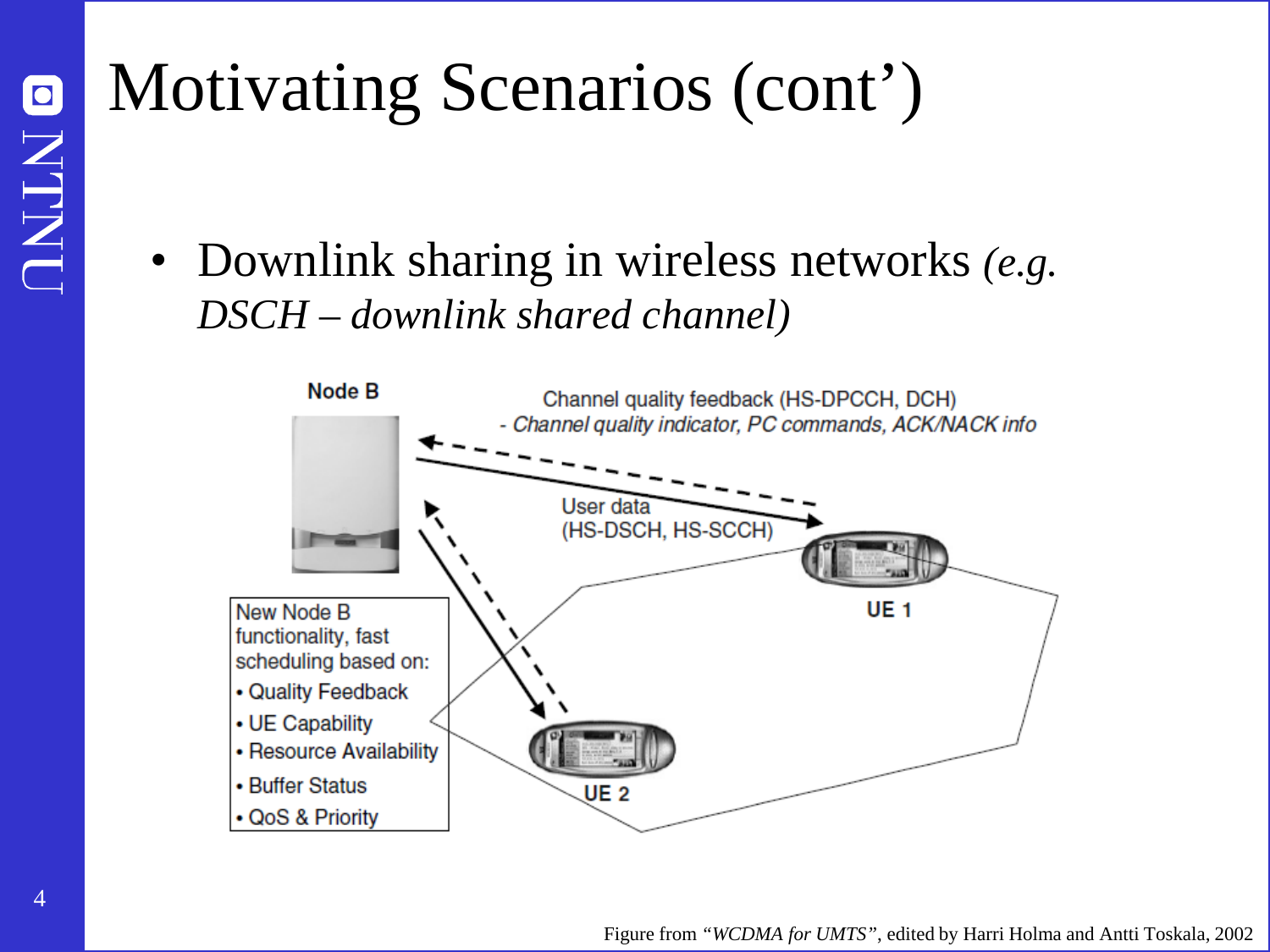# Motivating Scenarios (cont')

- Downlink sharing in wireless networks *(e.g. DSCH – downlink shared channel)*

Node B

Channel quality feedback (HS-DPCCH, DCH)
*- Channel quality indicator, PC commands, ACK/NACK info*

User data
(HS-DSCH, HS-SCCH)

UE 1

UE 2

New Node B functionality, fast scheduling based on:
- Quality Feedback
- UE Capability
- Resource Availability
- Buffer Status
- QoS & Priority

Figure from *"WCDMA for UMTS"*, edited by Harri Holma and Antti Toskala, 2002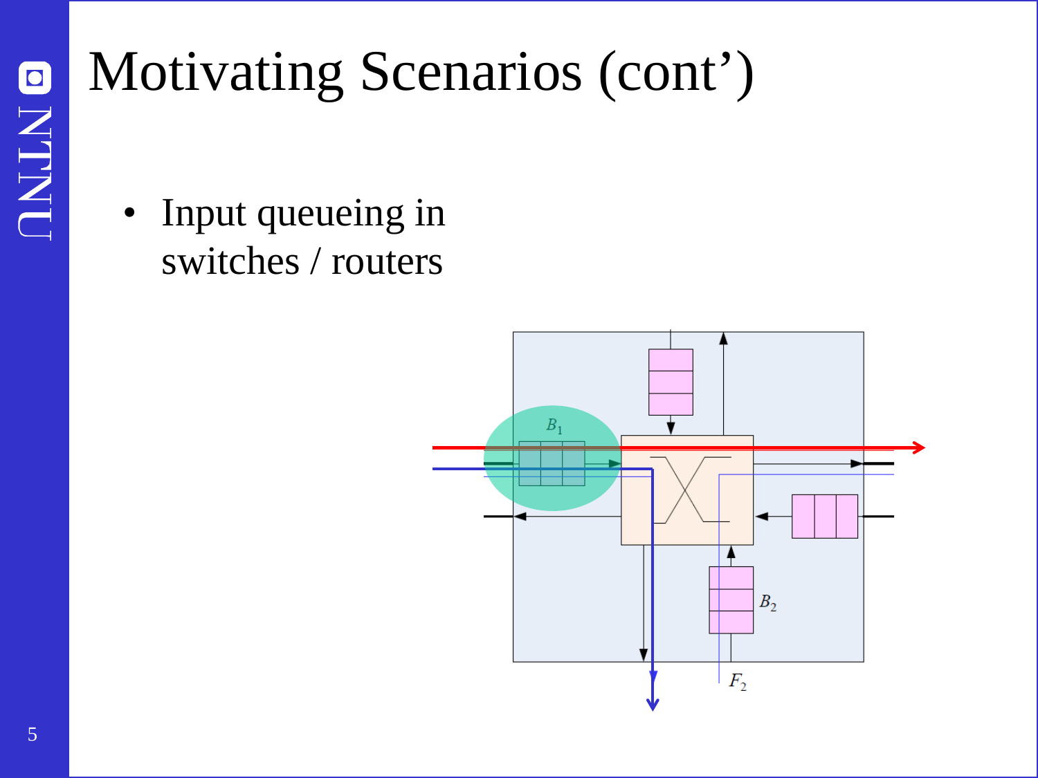# Motivating Scenarios (cont')

- Input queueing in switches / routers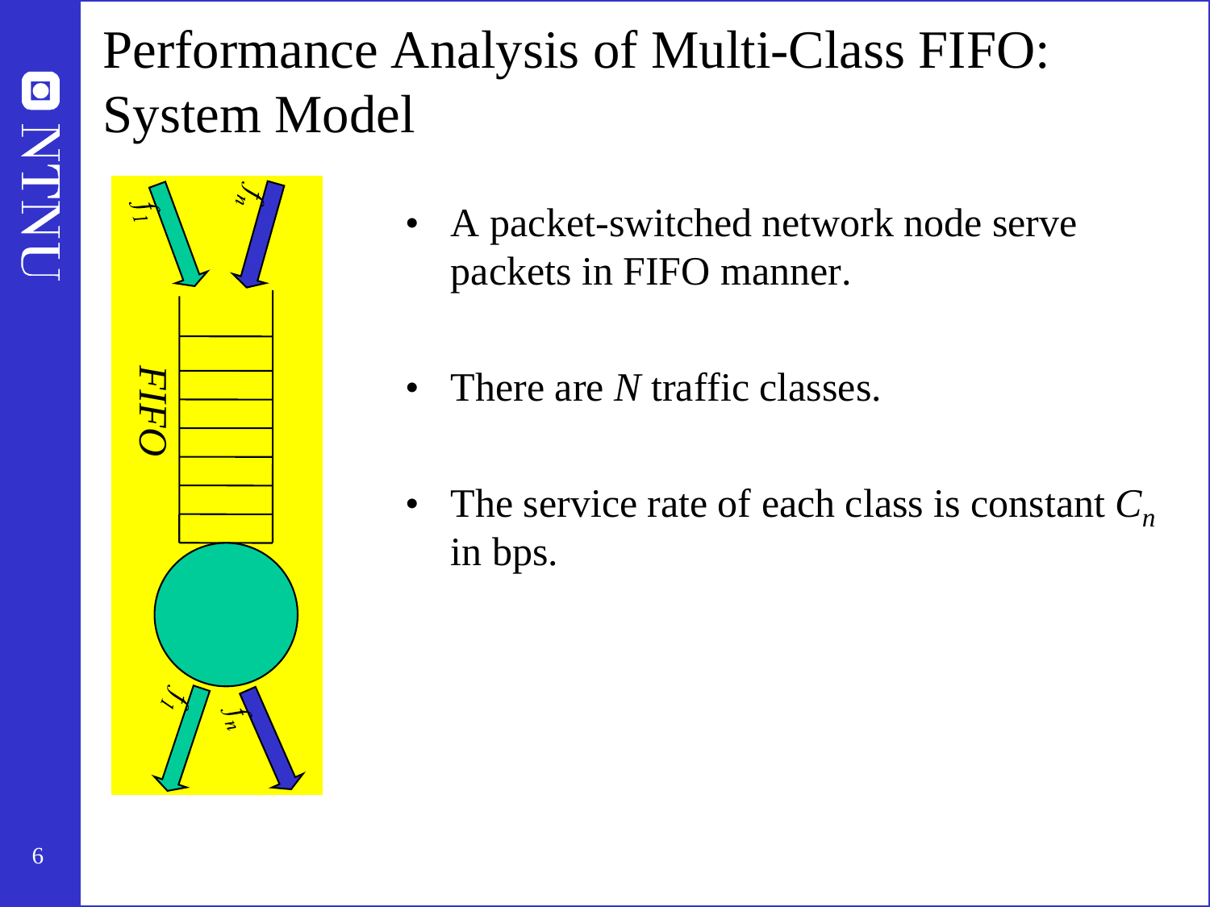# Performance Analysis of Multi-Class FIFO: System Model

- A packet-switched network node serve packets in FIFO manner.
- There are $N$ traffic classes.
- The service rate of each class is constant $C_n$ in bps.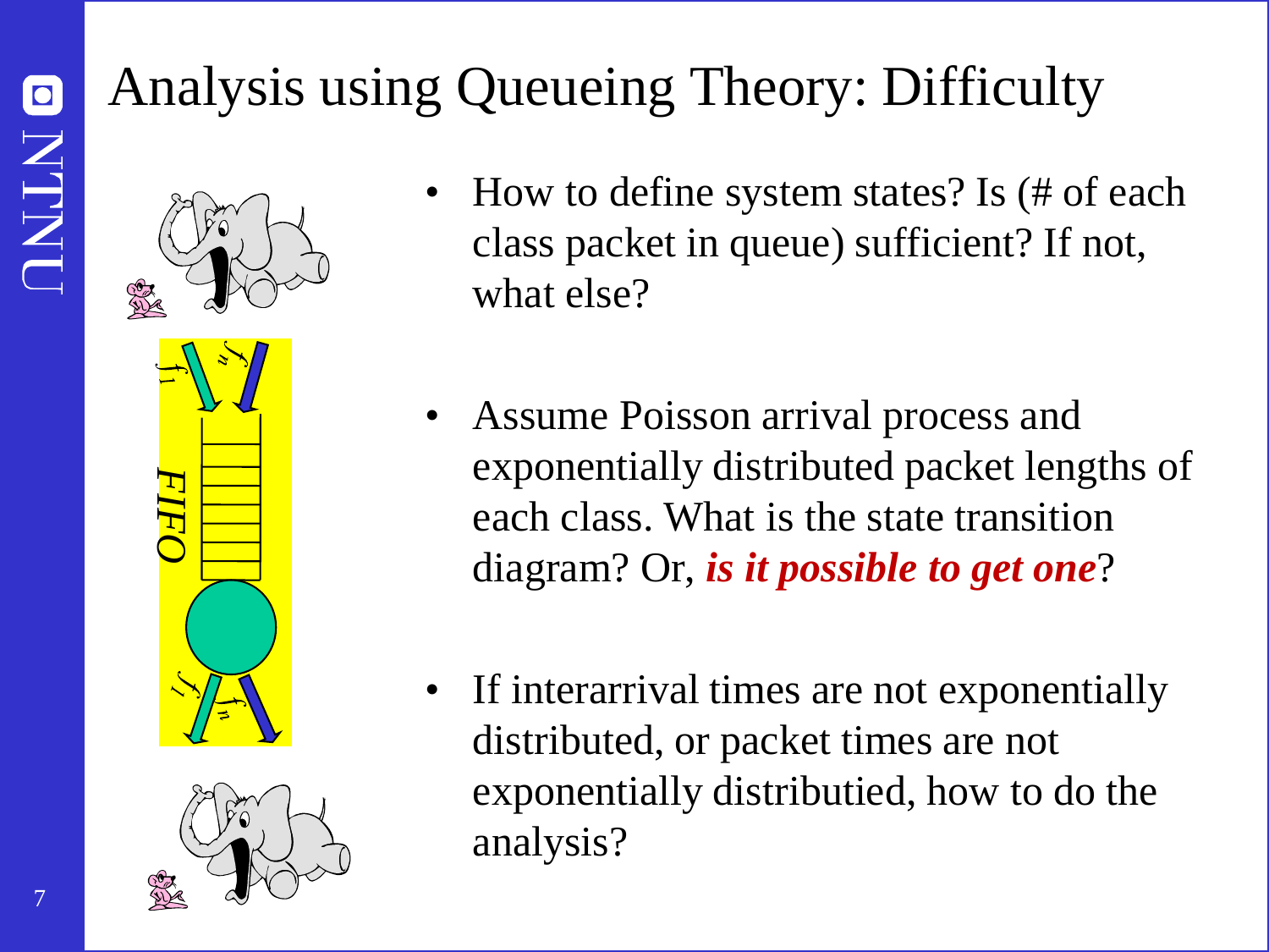# Analysis using Queueing Theory: Difficulty

- How to define system states? Is (# of each class packet in queue) sufficient? If not, what else?
- Assume Poisson arrival process and exponentially distributed packet lengths of each class. What is the state transition diagram? Or, ***is it possible to get one***?
- If interarrival times are not exponentially distributed, or packet times are not exponentially distributied, how to do the analysis?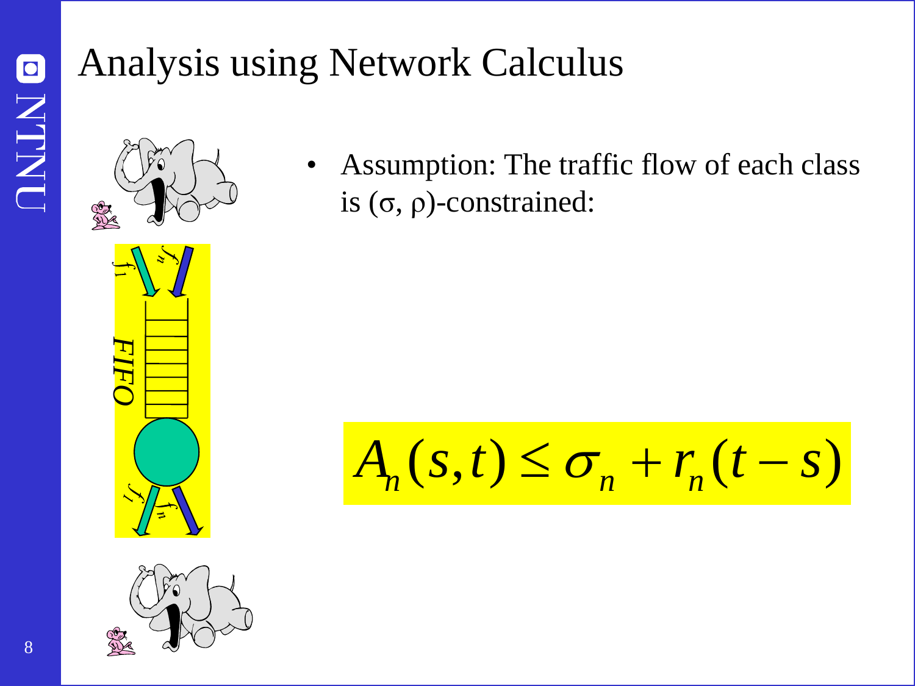# Analysis using Network Calculus

- Assumption: The traffic flow of each class is $(\sigma, \rho)$-constrained:

$$A_n(s,t) \leq \sigma_n + r_n(t-s)$$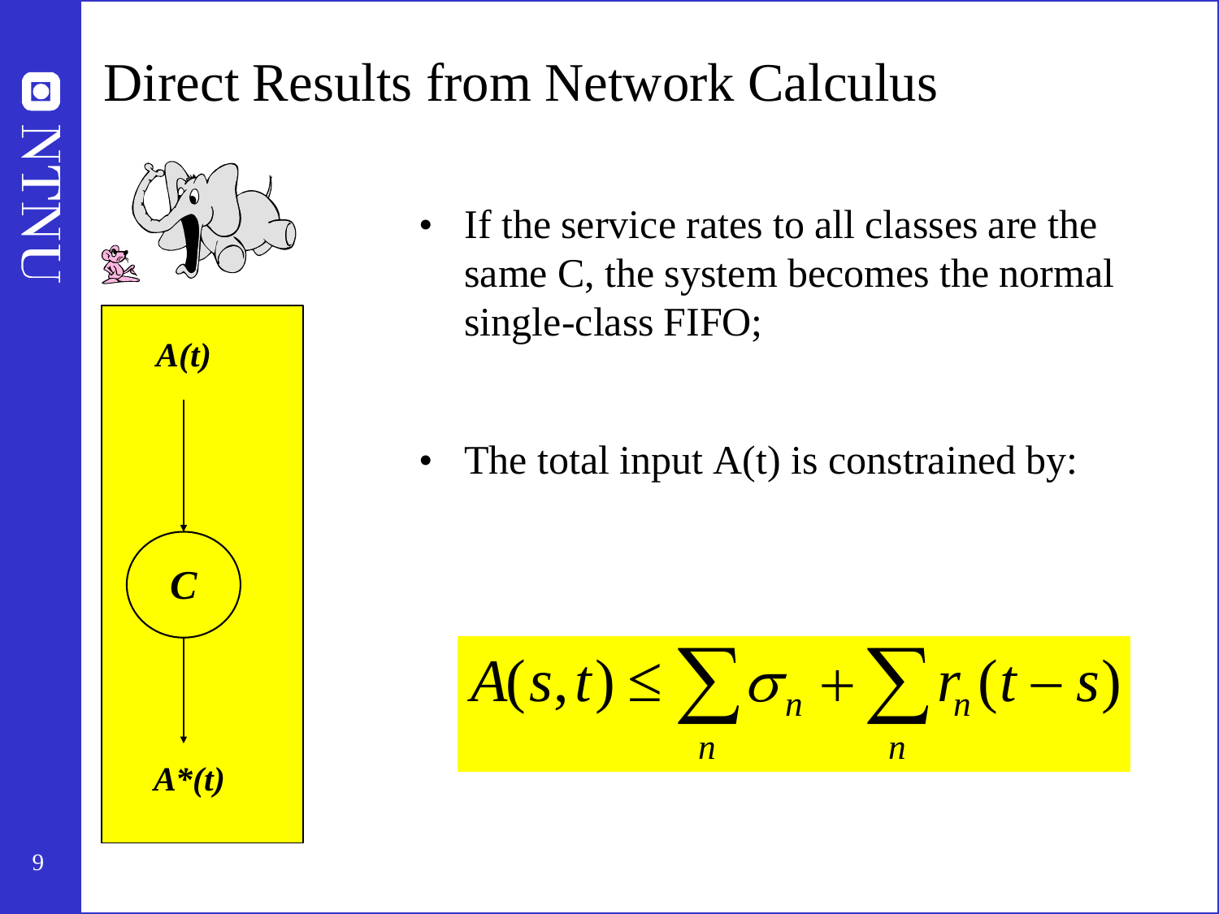# Direct Results from Network Calculus

*A(t)*

*C*

*A\*(t)*

- If the service rates to all classes are the same C, the system becomes the normal single-class FIFO;

- The total input A(t) is constrained by:

$$A(s,t) \leq \sum_{n} \sigma_n + \sum_{n} r_n (t-s)$$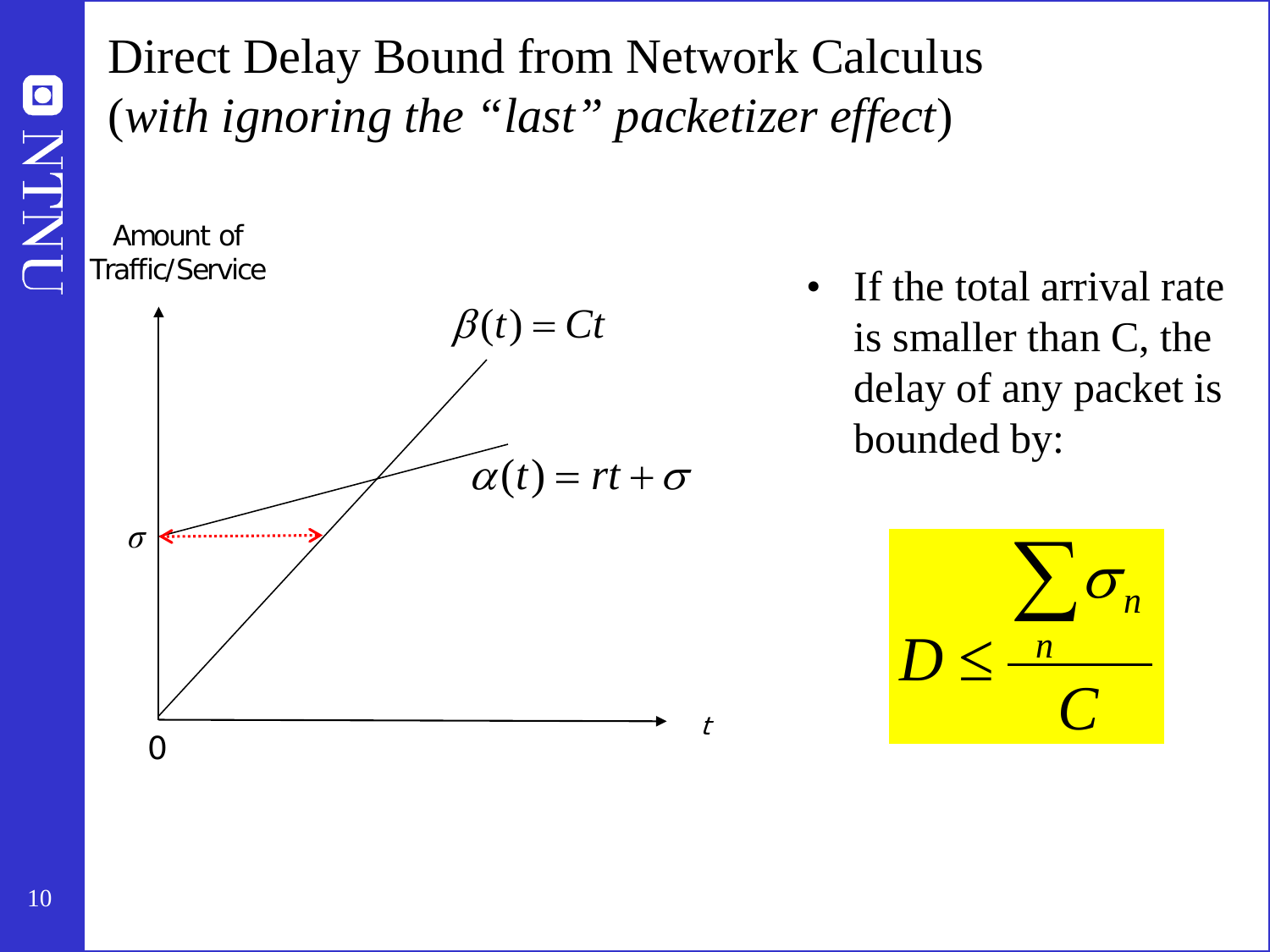# Direct Delay Bound from Network Calculus (*with ignoring the "last" packetizer effect*)

Amount of Traffic/Service

$\beta(t) = Ct$

$\alpha(t) = rt + \sigma$

$\sigma$

0

$t$

- If the total arrival rate is smaller than C, the delay of any packet is bounded by:

$$D \leq \frac{\sum_n \sigma_n}{C}$$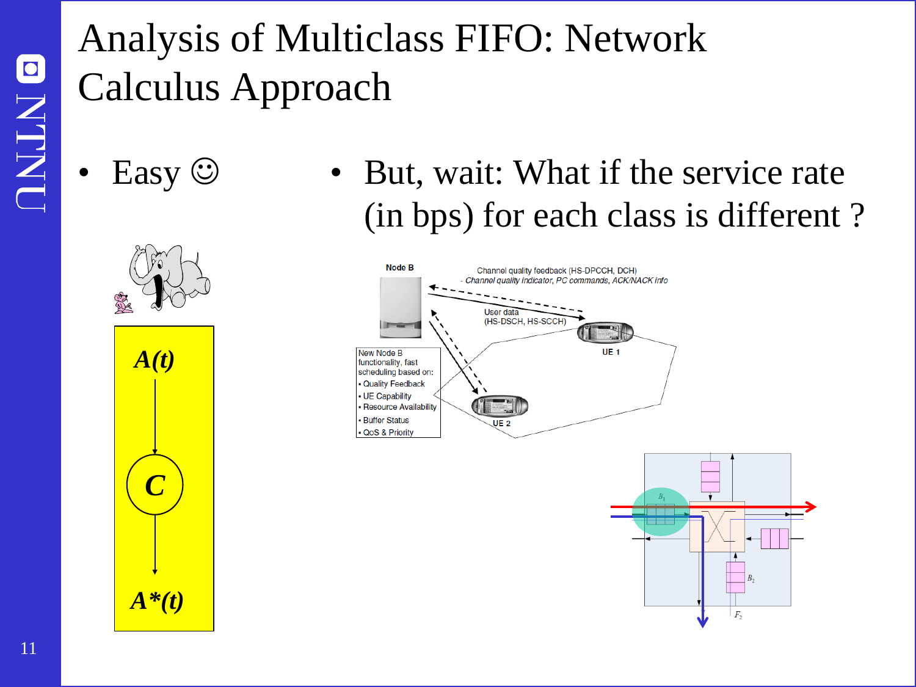# Analysis of Multiclass FIFO: Network Calculus Approach

- Easy ☺

$A(t)$

$C$

$A^*(t)$

- But, wait: What if the service rate (in bps) for each class is different ?

Node B

Channel quality feedback (HS-DPCCH, DCH)
- Channel quality indicator, PC commands, ACK/NACK info

User data
(HS-DSCH, HS-SCCH)

UE 1

UE 2

New Node B functionality, fast scheduling based on:
- Quality Feedback
- UE Capability
- Resource Availability
- Buffer Status
- QoS & Priority

$B_1$

$B_2$

$F_2$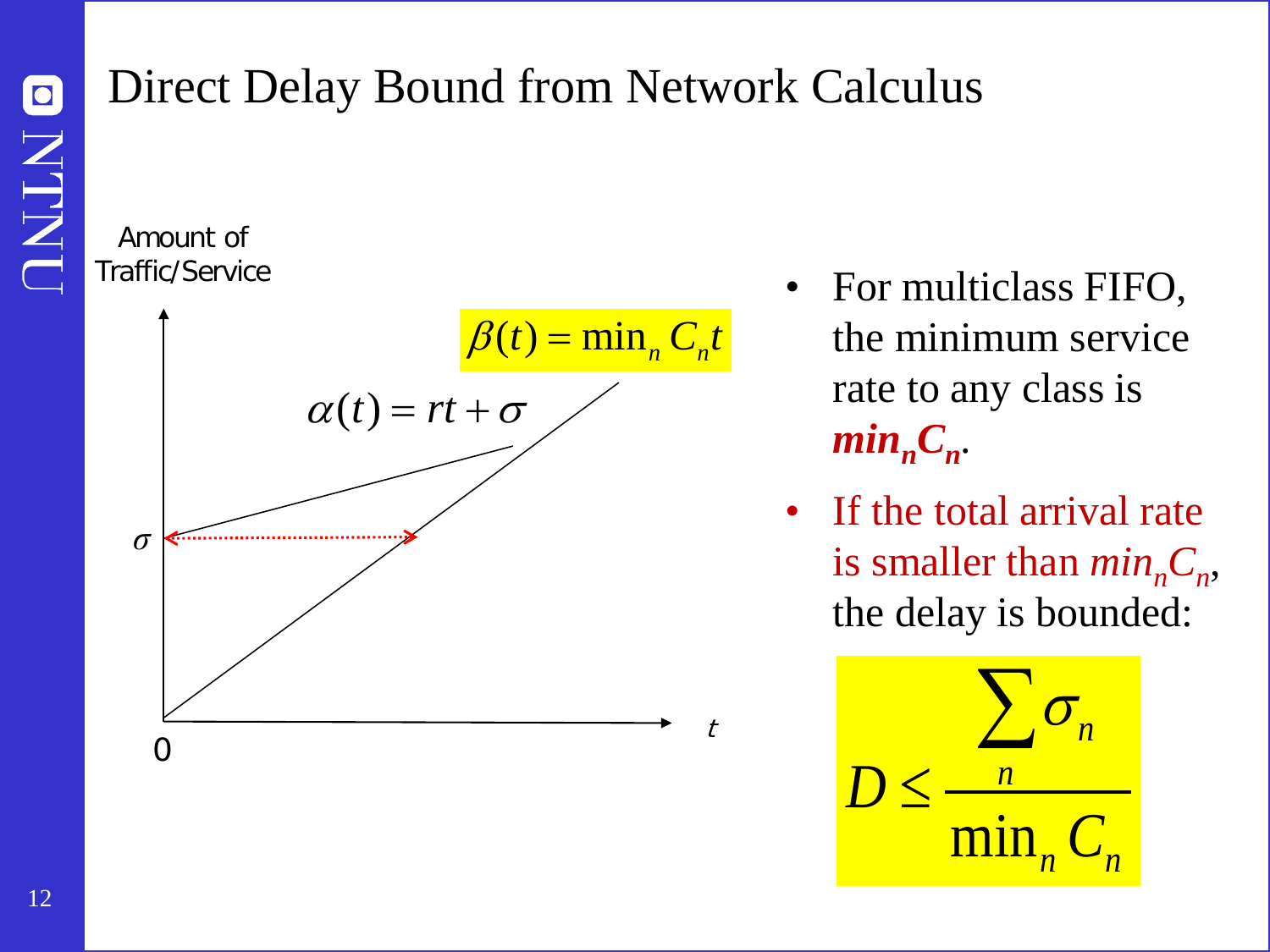# Direct Delay Bound from Network Calculus

Amount of Traffic/Service

$\beta(t) = \min_n C_n t$

$\alpha(t) = rt + \sigma$

$\sigma$

0

$t$

- For multiclass FIFO, the minimum service rate to any class is ***$\min_n C_n$***.
- If the total arrival rate is smaller than *$\min_n C_n$*, the delay is bounded:

$$D \leq \frac{\sum_n \sigma_n}{\min_n C_n}$$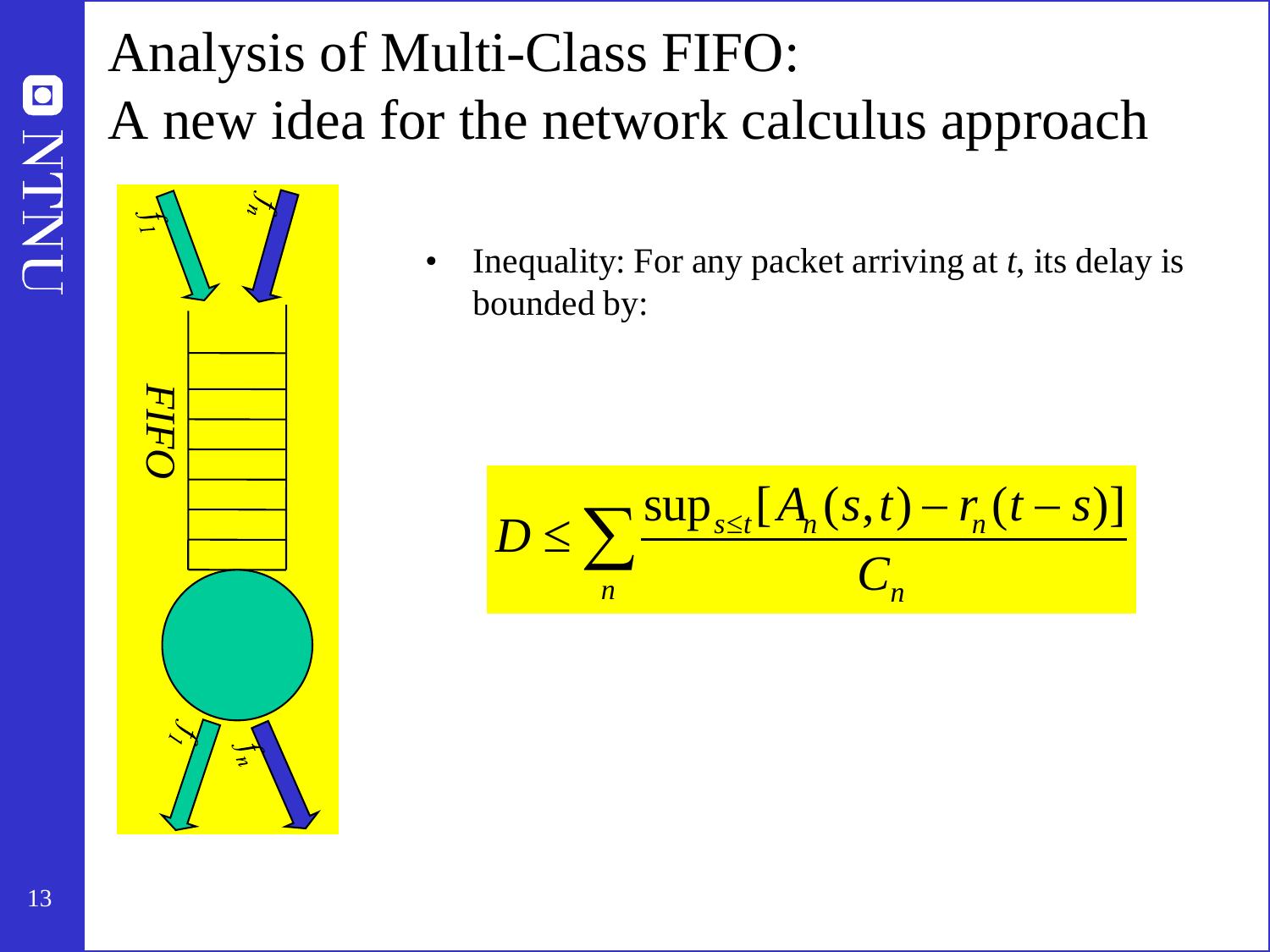# Analysis of Multi-Class FIFO: A new idea for the network calculus approach

- Inequality: For any packet arriving at *t*, its delay is bounded by:

$$D \leq \sum_{n} \frac{\sup_{s \leq t}[A_n(s,t) - r_n(t-s)]}{C_n}$$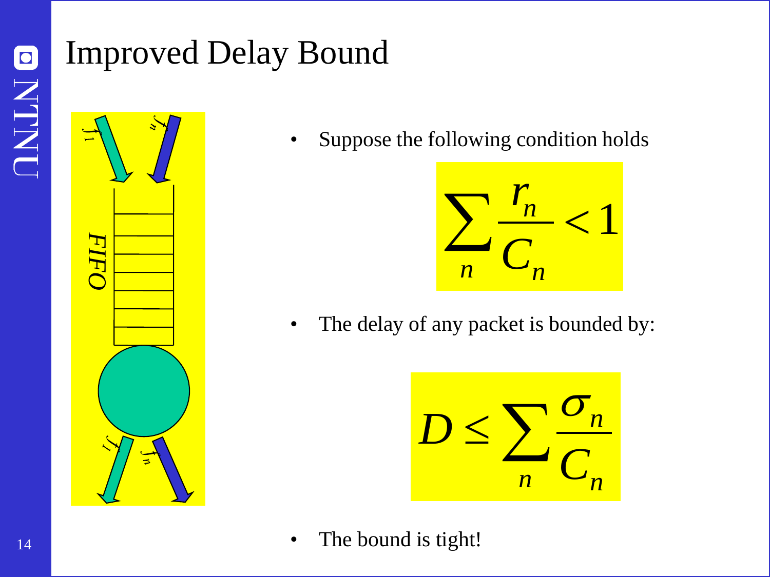# Improved Delay Bound

- Suppose the following condition holds

$$\sum_n \frac{r_n}{C_n} < 1$$

- The delay of any packet is bounded by:

$$D \leq \sum_n \frac{\sigma_n}{C_n}$$

- The bound is tight!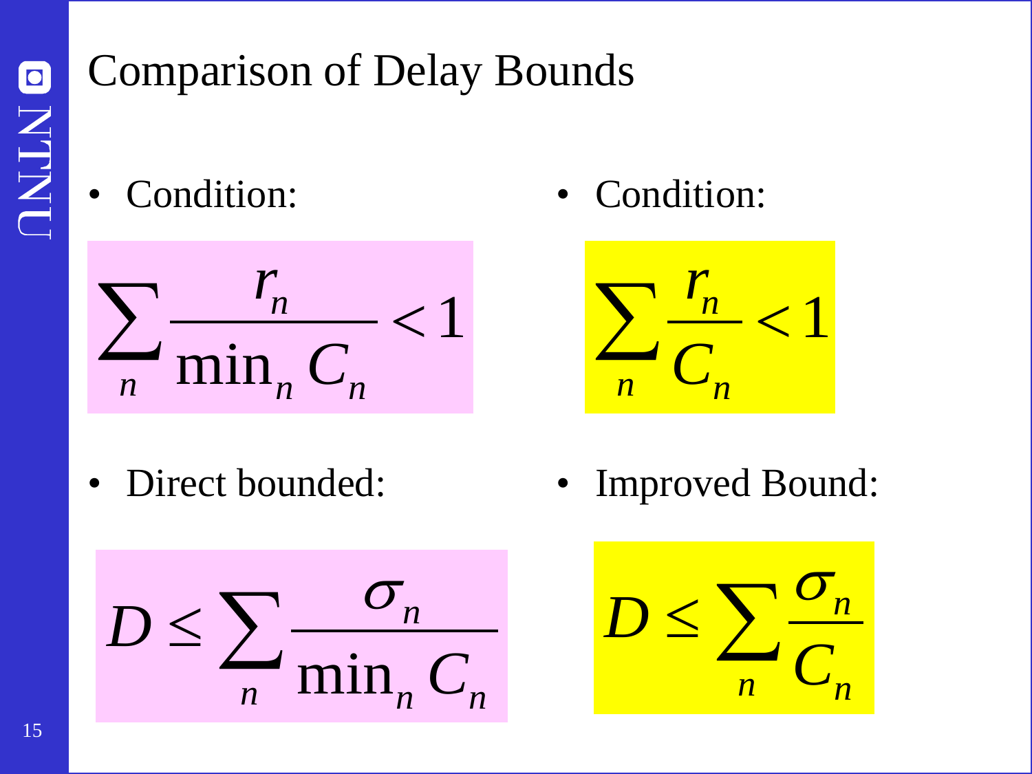# Comparison of Delay Bounds

- Condition:

$$\sum_n \frac{r_n}{\min_n C_n} < 1$$

- Direct bounded:

$$D \leq \sum_n \frac{\sigma_n}{\min_n C_n}$$

- Condition:

$$\sum_n \frac{r_n}{C_n} < 1$$

- Improved Bound:

$$D \leq \sum_n \frac{\sigma_n}{C_n}$$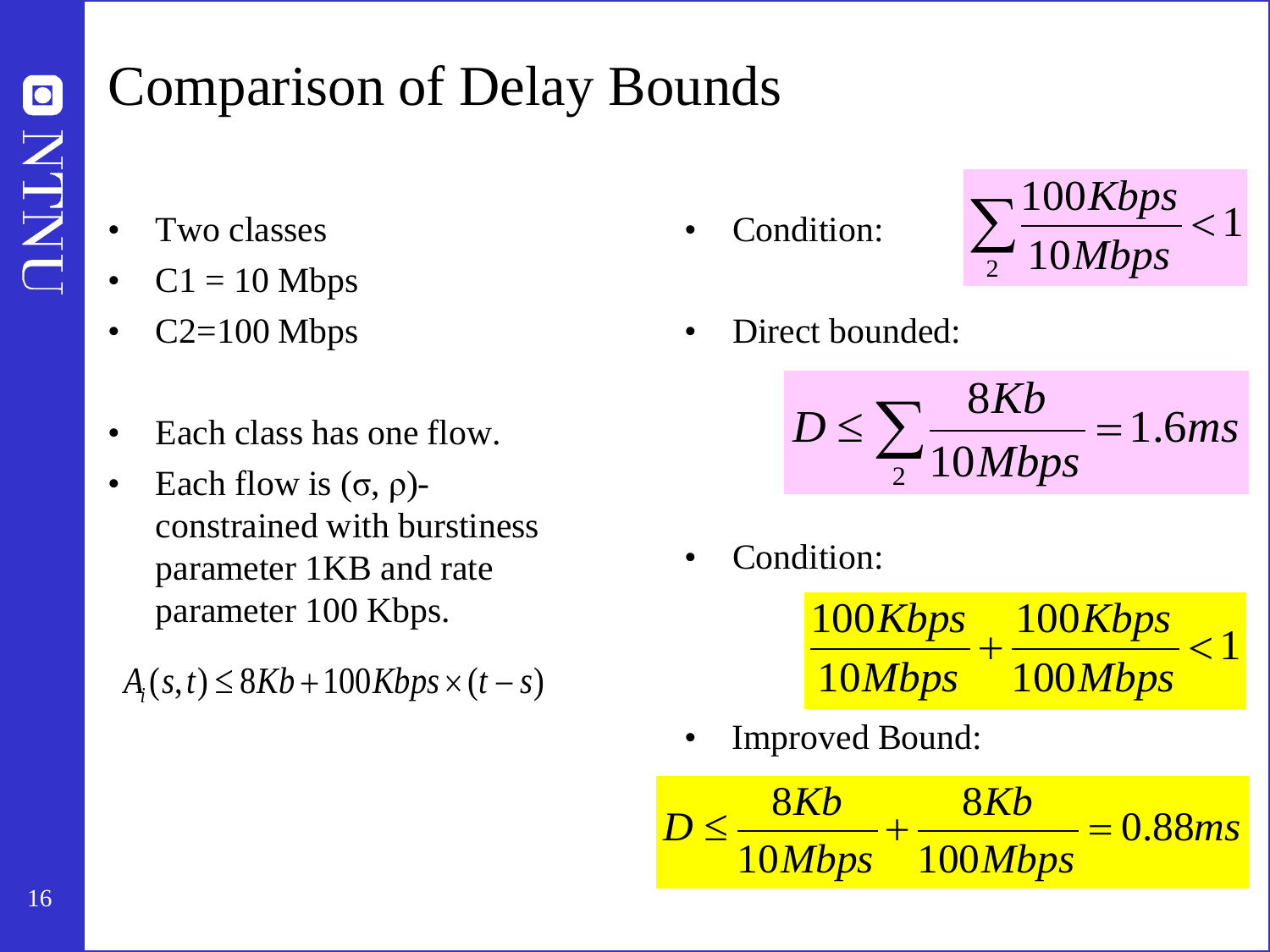# Comparison of Delay Bounds

- Two classes
- C1 = 10 Mbps
- C2=100 Mbps

- Each class has one flow.
- Each flow is (σ, ρ)-constrained with burstiness parameter 1KB and rate parameter 100 Kbps.

$$A_i(s,t) \leq 8Kb + 100Kbps \times (t-s)$$

- Condition:

$$\sum_2 \frac{100Kbps}{10Mbps} < 1$$

- Direct bounded:

$$D \leq \sum_2 \frac{8Kb}{10Mbps} = 1.6ms$$

- Condition:

$$\frac{100Kbps}{10Mbps} + \frac{100Kbps}{100Mbps} < 1$$

- Improved Bound:

$$D \leq \frac{8Kb}{10Mbps} + \frac{8Kb}{100Mbps} = 0.88ms$$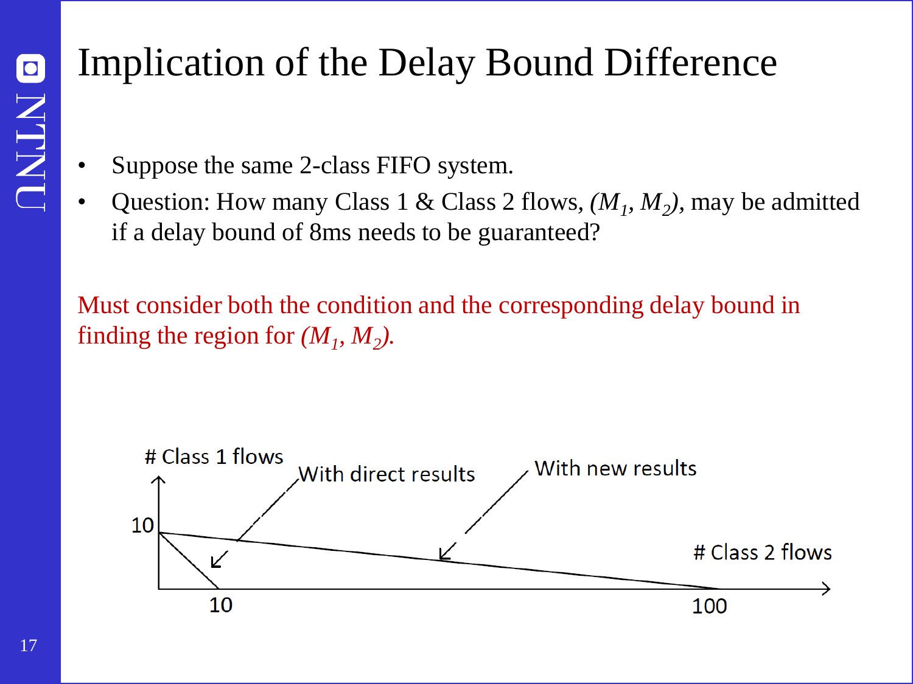# Implication of the Delay Bound Difference

- Suppose the same 2-class FIFO system.
- Question: How many Class 1 & Class 2 flows, $(M_1, M_2)$, may be admitted if a delay bound of 8ms needs to be guaranteed?

Must consider both the condition and the corresponding delay bound in finding the region for $(M_1, M_2)$.

# Class 1 flows

With direct results

With new results

10

# Class 2 flows

10

100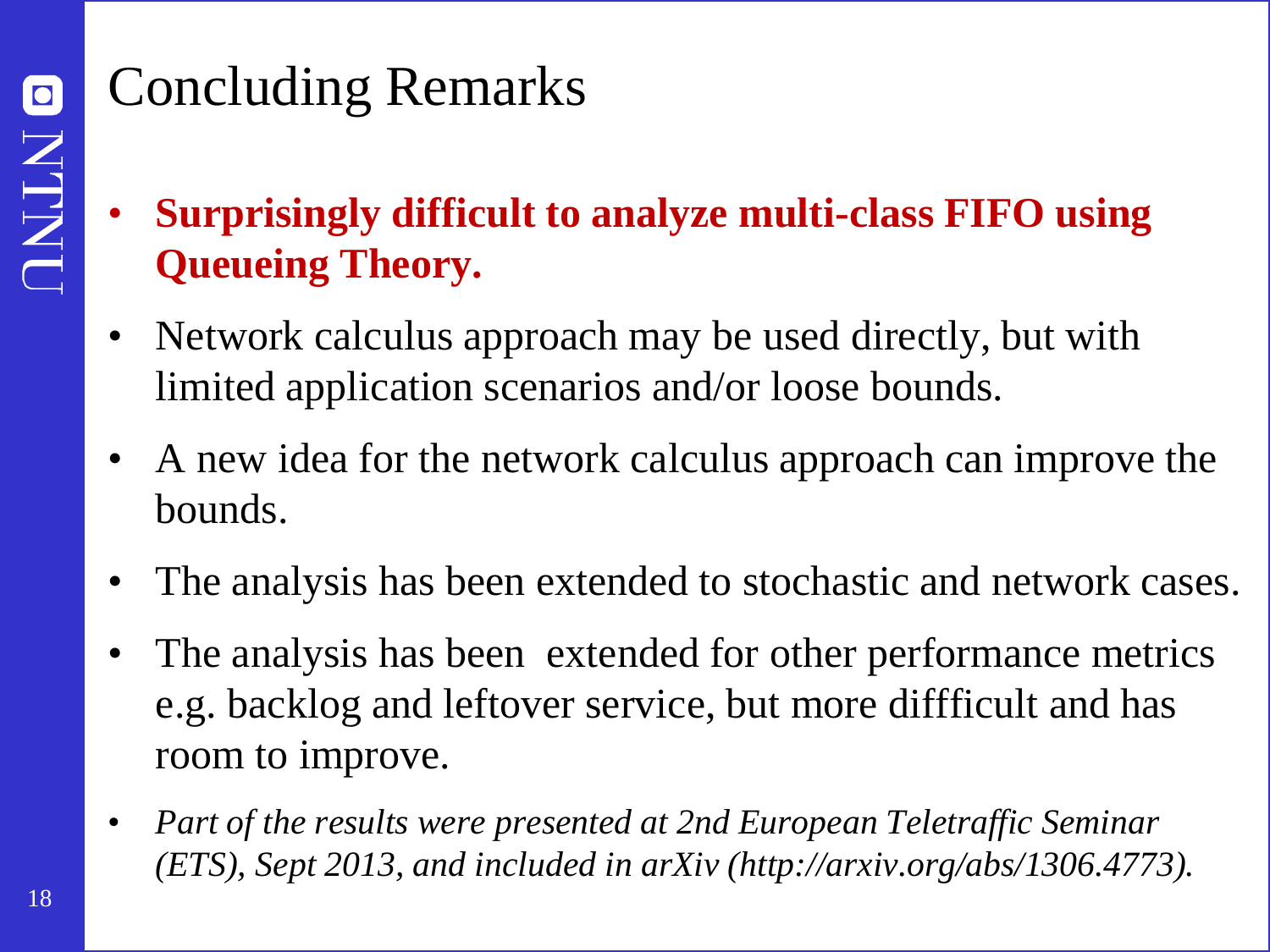# Concluding Remarks

- **Surprisingly difficult to analyze multi-class FIFO using Queueing Theory.**
- Network calculus approach may be used directly, but with limited application scenarios and/or loose bounds.
- A new idea for the network calculus approach can improve the bounds.
- The analysis has been extended to stochastic and network cases.
- The analysis has been extended for other performance metrics e.g. backlog and leftover service, but more diffficult and has room to improve.
- *Part of the results were presented at 2nd European Teletraffic Seminar (ETS), Sept 2013, and included in arXiv (http://arxiv.org/abs/1306.4773).*